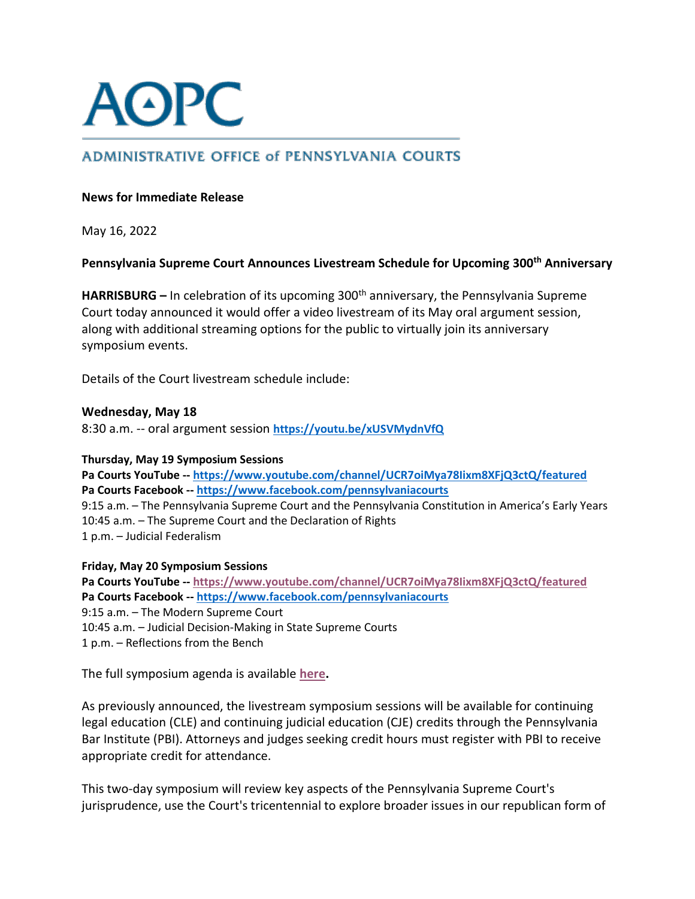# AOPC

## ADMINISTRATIVE OFFICE of PENNSYLVANIA COURTS

**News for Immediate Release**

May 16, 2022

**Pennsylvania Supreme Court Announces Livestream Schedule for Upcoming 300th Anniversary**

**HARRISBURG –** In celebration of its upcoming 300th anniversary, the Pennsylvania Supreme Court today announced it would offer a video livestream of its May oral argument session, along with additional streaming options for the public to virtually join its anniversary symposium events.

Details of the Court livestream schedule include:

**Wednesday, May 18**
8:30 a.m. -- oral argument session **https://youtu.be/xUSVMydnVfQ**

**Thursday, May 19 Symposium Sessions**
**Pa Courts YouTube -- https://www.youtube.com/channel/UCR7oiMya78Iixm8XFjQ3ctQ/featured**
**Pa Courts Facebook -- https://www.facebook.com/pennsylvaniacourts**
9:15 a.m. – The Pennsylvania Supreme Court and the Pennsylvania Constitution in America's Early Years
10:45 a.m. – The Supreme Court and the Declaration of Rights
1 p.m. – Judicial Federalism

**Friday, May 20 Symposium Sessions**
**Pa Courts YouTube -- https://www.youtube.com/channel/UCR7oiMya78Iixm8XFjQ3ctQ/featured**
**Pa Courts Facebook -- https://www.facebook.com/pennsylvaniacourts**
9:15 a.m. – The Modern Supreme Court
10:45 a.m. – Judicial Decision-Making in State Supreme Courts
1 p.m. – Reflections from the Bench

The full symposium agenda is available **here.**

As previously announced, the livestream symposium sessions will be available for continuing legal education (CLE) and continuing judicial education (CJE) credits through the Pennsylvania Bar Institute (PBI). Attorneys and judges seeking credit hours must register with PBI to receive appropriate credit for attendance.

This two-day symposium will review key aspects of the Pennsylvania Supreme Court's jurisprudence, use the Court's tricentennial to explore broader issues in our republican form of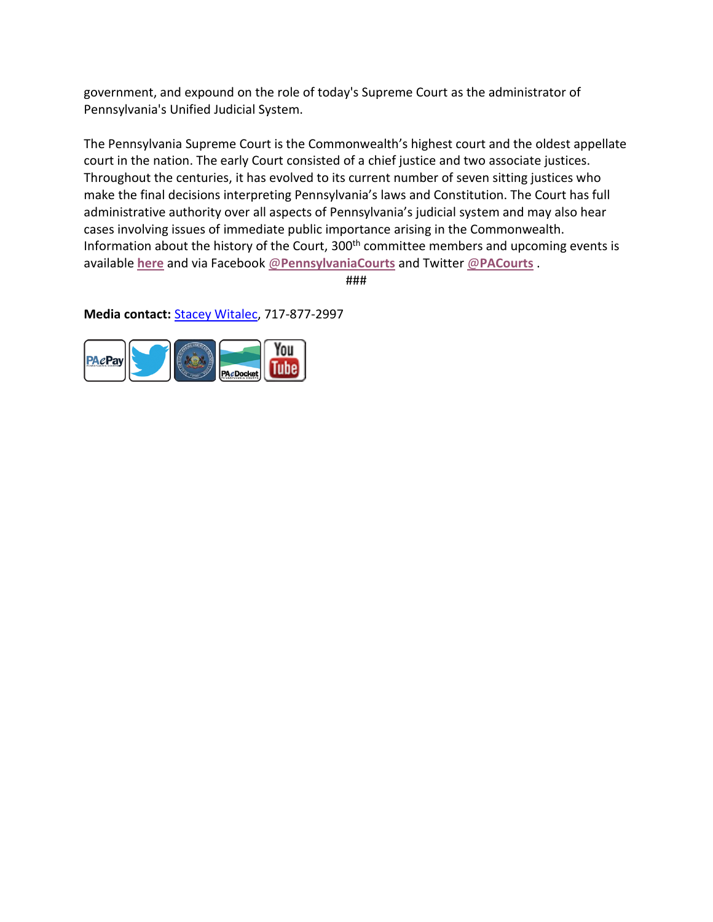government, and expound on the role of today's Supreme Court as the administrator of Pennsylvania's Unified Judicial System.

The Pennsylvania Supreme Court is the Commonwealth's highest court and the oldest appellate court in the nation. The early Court consisted of a chief justice and two associate justices. Throughout the centuries, it has evolved to its current number of seven sitting justices who make the final decisions interpreting Pennsylvania's laws and Constitution. The Court has full administrative authority over all aspects of Pennsylvania's judicial system and may also hear cases involving issues of immediate public importance arising in the Commonwealth. Information about the history of the Court, 300th committee members and upcoming events is available **here** and via Facebook **@PennsylvaniaCourts** and Twitter **@PACourts** .

###

**Media contact:** Stacey Witalec, 717-877-2997